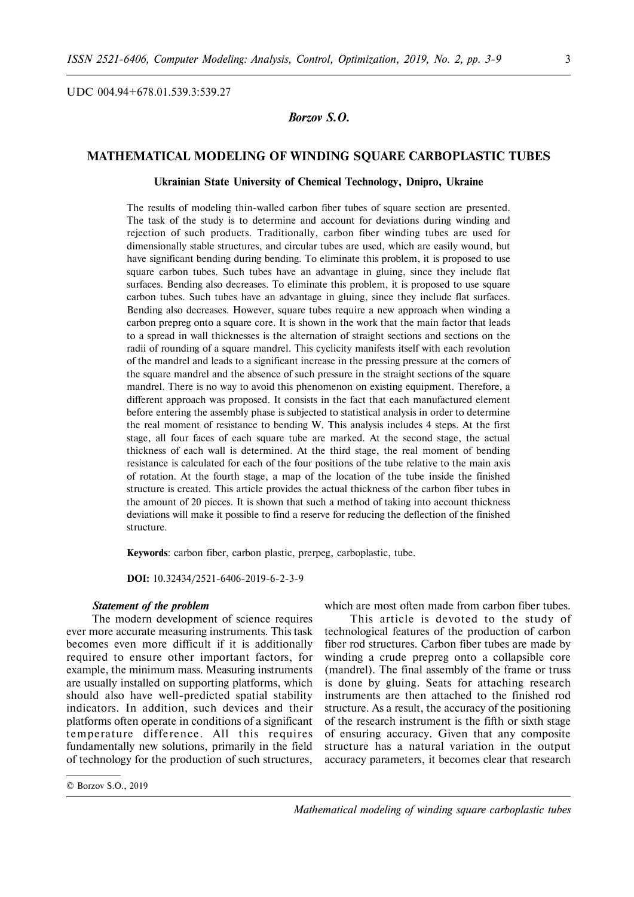UDC 004.94+678.01.539.3:539.27

***Borzov S.O.***

# MATHEMATICAL MODELING OF WINDING SQUARE CARBOPLASTIC TUBES

**Ukrainian State University of Chemical Technology, Dnipro, Ukraine**

The results of modeling thin-walled carbon fiber tubes of square section are presented. The task of the study is to determine and account for deviations during winding and rejection of such products. Traditionally, carbon fiber winding tubes are used for dimensionally stable structures, and circular tubes are used, which are easily wound, but have significant bending during bending. To eliminate this problem, it is proposed to use square carbon tubes. Such tubes have an advantage in gluing, since they include flat surfaces. Bending also decreases. To eliminate this problem, it is proposed to use square carbon tubes. Such tubes have an advantage in gluing, since they include flat surfaces. Bending also decreases. However, square tubes require a new approach when winding a carbon prepreg onto a square core. It is shown in the work that the main factor that leads to a spread in wall thicknesses is the alternation of straight sections and sections on the radii of rounding of a square mandrel. This cyclicity manifests itself with each revolution of the mandrel and leads to a significant increase in the pressing pressure at the corners of the square mandrel and the absence of such pressure in the straight sections of the square mandrel. There is no way to avoid this phenomenon on existing equipment. Therefore, a different approach was proposed. It consists in the fact that each manufactured element before entering the assembly phase is subjected to statistical analysis in order to determine the real moment of resistance to bending W. This analysis includes 4 steps. At the first stage, all four faces of each square tube are marked. At the second stage, the actual thickness of each wall is determined. At the third stage, the real moment of bending resistance is calculated for each of the four positions of the tube relative to the main axis of rotation. At the fourth stage, a map of the location of the tube inside the finished structure is created. This article provides the actual thickness of the carbon fiber tubes in the amount of 20 pieces. It is shown that such a method of taking into account thickness deviations will make it possible to find a reserve for reducing the deflection of the finished structure.

**Keywords**: carbon fiber, carbon plastic, prerpeg, carboplastic, tube.

**DOI:** 10.32434/2521-6406-2019-6-2-3-9

### *Statement of the problem*

The modern development of science requires ever more accurate measuring instruments. This task becomes even more difficult if it is additionally required to ensure other important factors, for example, the minimum mass. Measuring instruments are usually installed on supporting platforms, which should also have well-predicted spatial stability indicators. In addition, such devices and their platforms often operate in conditions of a significant temperature difference. All this requires fundamentally new solutions, primarily in the field of technology for the production of such structures, which are most often made from carbon fiber tubes.

This article is devoted to the study of technological features of the production of carbon fiber rod structures. Carbon fiber tubes are made by winding a crude prepreg onto a collapsible core (mandrel). The final assembly of the frame or truss is done by gluing. Seats for attaching research instruments are then attached to the finished rod structure. As a result, the accuracy of the positioning of the research instrument is the fifth or sixth stage of ensuring accuracy. Given that any composite structure has a natural variation in the output accuracy parameters, it becomes clear that research

© Borzov S.O., 2019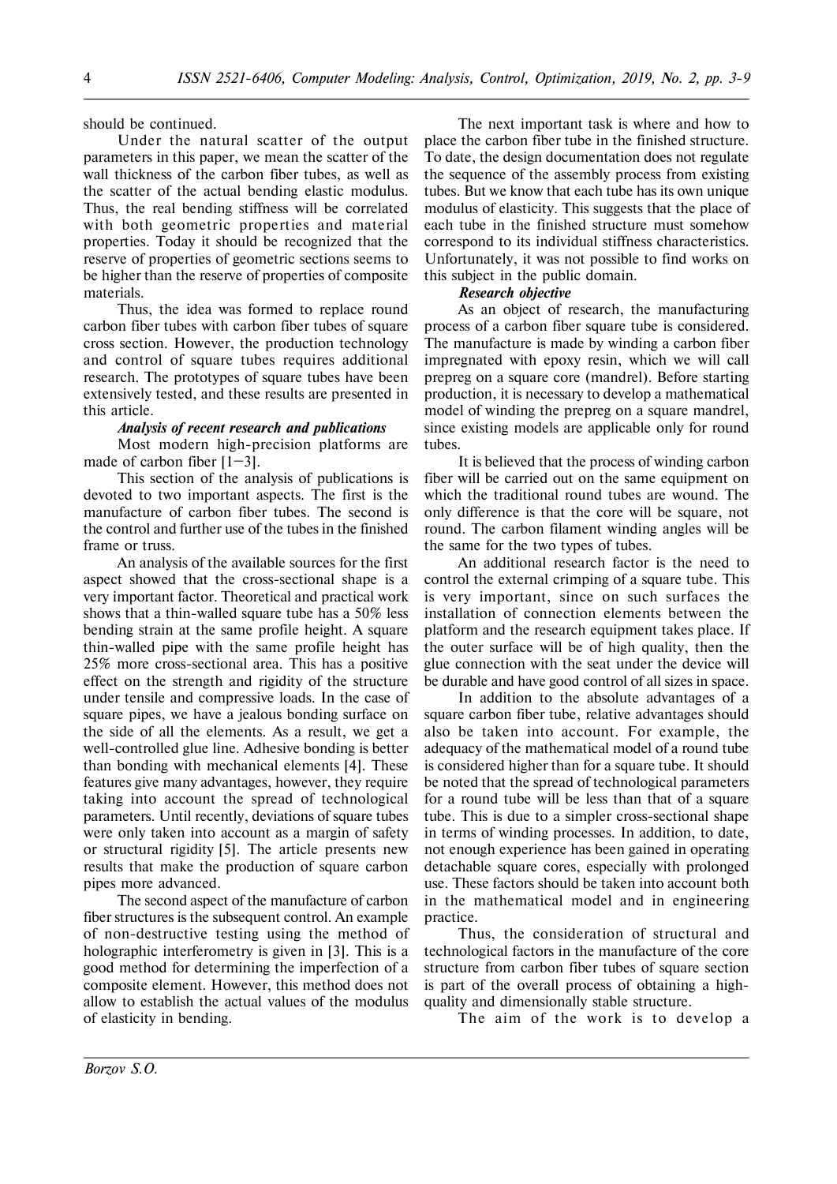should be continued.

Under the natural scatter of the output parameters in this paper, we mean the scatter of the wall thickness of the carbon fiber tubes, as well as the scatter of the actual bending elastic modulus. Thus, the real bending stiffness will be correlated with both geometric properties and material properties. Today it should be recognized that the reserve of properties of geometric sections seems to be higher than the reserve of properties of composite materials.

Thus, the idea was formed to replace round carbon fiber tubes with carbon fiber tubes of square cross section. However, the production technology and control of square tubes requires additional research. The prototypes of square tubes have been extensively tested, and these results are presented in this article.

### *Analysis of recent research and publications*

Most modern high-precision platforms are made of carbon fiber [1−3].

This section of the analysis of publications is devoted to two important aspects. The first is the manufacture of carbon fiber tubes. The second is the control and further use of the tubes in the finished frame or truss.

An analysis of the available sources for the first aspect showed that the cross-sectional shape is a very important factor. Theoretical and practical work shows that a thin-walled square tube has a 50% less bending strain at the same profile height. A square thin-walled pipe with the same profile height has 25% more cross-sectional area. This has a positive effect on the strength and rigidity of the structure under tensile and compressive loads. In the case of square pipes, we have a jealous bonding surface on the side of all the elements. As a result, we get a well-controlled glue line. Adhesive bonding is better than bonding with mechanical elements [4]. These features give many advantages, however, they require taking into account the spread of technological parameters. Until recently, deviations of square tubes were only taken into account as a margin of safety or structural rigidity [5]. The article presents new results that make the production of square carbon pipes more advanced.

The second aspect of the manufacture of carbon fiber structures is the subsequent control. An example of non-destructive testing using the method of holographic interferometry is given in [3]. This is a good method for determining the imperfection of a composite element. However, this method does not allow to establish the actual values of the modulus of elasticity in bending.

The next important task is where and how to place the carbon fiber tube in the finished structure. To date, the design documentation does not regulate the sequence of the assembly process from existing tubes. But we know that each tube has its own unique modulus of elasticity. This suggests that the place of each tube in the finished structure must somehow correspond to its individual stiffness characteristics. Unfortunately, it was not possible to find works on this subject in the public domain.

### *Research objective*

As an object of research, the manufacturing process of a carbon fiber square tube is considered. The manufacture is made by winding a carbon fiber impregnated with epoxy resin, which we will call prepreg on a square core (mandrel). Before starting production, it is necessary to develop a mathematical model of winding the prepreg on a square mandrel, since existing models are applicable only for round tubes.

It is believed that the process of winding carbon fiber will be carried out on the same equipment on which the traditional round tubes are wound. The only difference is that the core will be square, not round. The carbon filament winding angles will be the same for the two types of tubes.

An additional research factor is the need to control the external crimping of a square tube. This is very important, since on such surfaces the installation of connection elements between the platform and the research equipment takes place. If the outer surface will be of high quality, then the glue connection with the seat under the device will be durable and have good control of all sizes in space.

In addition to the absolute advantages of a square carbon fiber tube, relative advantages should also be taken into account. For example, the adequacy of the mathematical model of a round tube is considered higher than for a square tube. It should be noted that the spread of technological parameters for a round tube will be less than that of a square tube. This is due to a simpler cross-sectional shape in terms of winding processes. In addition, to date, not enough experience has been gained in operating detachable square cores, especially with prolonged use. These factors should be taken into account both in the mathematical model and in engineering practice.

Thus, the consideration of structural and technological factors in the manufacture of the core structure from carbon fiber tubes of square section is part of the overall process of obtaining a high-quality and dimensionally stable structure.

The aim of the work is to develop a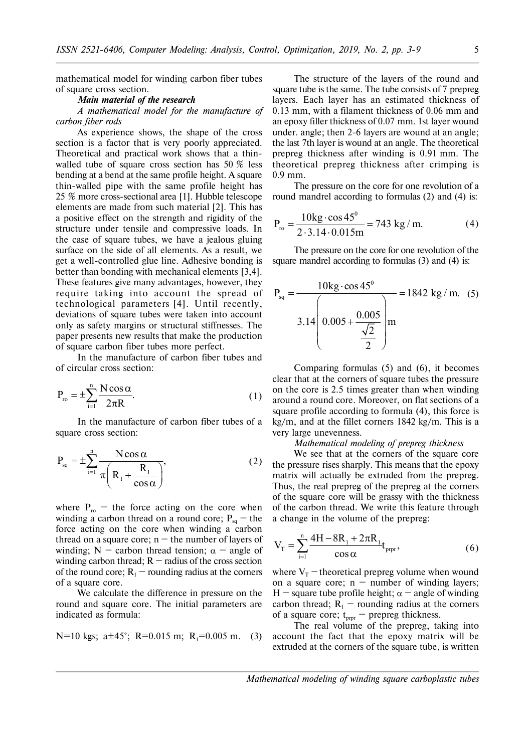mathematical model for winding carbon fiber tubes of square cross section.

***Main material of the research***

*A mathematical model for the manufacture of carbon fiber rods*

As experience shows, the shape of the cross section is a factor that is very poorly appreciated. Theoretical and practical work shows that a thin-walled tube of square cross section has 50 % less bending at a bend at the same profile height. A square thin-walled pipe with the same profile height has 25 % more cross-sectional area [1]. Hubble telescope elements are made from such material [2]. This has a positive effect on the strength and rigidity of the structure under tensile and compressive loads. In the case of square tubes, we have a jealous gluing surface on the side of all elements. As a result, we get a well-controlled glue line. Adhesive bonding is better than bonding with mechanical elements [3,4]. These features give many advantages, however, they require taking into account the spread of technological parameters [4]. Until recently, deviations of square tubes were taken into account only as safety margins or structural stiffnesses. The paper presents new results that make the production of square carbon fiber tubes more perfect.

In the manufacture of carbon fiber tubes and of circular cross section:

$$P_{ro} = \pm\sum_{i=1}^{n} \frac{N\cos\alpha}{2\pi R}. \tag{1}$$

In the manufacture of carbon fiber tubes of a square cross section:

$$P_{sq} = \pm\sum_{i=1}^{n} \frac{N\cos\alpha}{\pi\left(R_1 + \dfrac{R_1}{\cos\alpha}\right)}, \tag{2}$$

where $P_{ro}$ – the force acting on the core when winding a carbon thread on a round core; $P_{sq}$ – the force acting on the core when winding a carbon thread on a square core; n – the number of layers of winding; N – carbon thread tension; $\alpha$ – angle of winding carbon thread; R – radius of the cross section of the round core; $R_1$ – rounding radius at the corners of a square core.

We calculate the difference in pressure on the round and square core. The initial parameters are indicated as formula:

$$N=10 \text{ kgs};\ a\pm 45^\circ;\ R=0.015 \text{ m};\ R_1=0.005 \text{ m}. \tag{3}$$

The structure of the layers of the round and square tube is the same. The tube consists of 7 prepreg layers. Each layer has an estimated thickness of 0.13 mm, with a filament thickness of 0.06 mm and an epoxy filler thickness of 0.07 mm. 1st layer wound under. angle; then 2-6 layers are wound at an angle; the last 7th layer is wound at an angle. The theoretical prepreg thickness after winding is 0.91 mm. The theoretical prepreg thickness after crimping is 0.9 mm.

The pressure on the core for one revolution of a round mandrel according to formulas (2) and (4) is:

$$P_{ro} = \frac{10\text{kg}\cdot\cos 45^0}{2\cdot 3.14\cdot 0.015\text{m}} = 743 \text{ kg/m}. \tag{4}$$

The pressure on the core for one revolution of the square mandrel according to formulas (3) and (4) is:

$$P_{sq} = \frac{10\text{kg}\cdot\cos 45^0}{3.14\left(0.005 + \dfrac{0.005}{\dfrac{\sqrt{2}}{2}}\right)\text{m}} = 1842 \text{ kg/m}. \tag{5}$$

Comparing formulas (5) and (6), it becomes clear that at the corners of square tubes the pressure on the core is 2.5 times greater than when winding around a round core. Moreover, on flat sections of a square profile according to formula (4), this force is kg/m, and at the fillet corners 1842 kg/m. This is a very large unevenness.

*Mathematical modeling of prepreg thickness*

We see that at the corners of the square core the pressure rises sharply. This means that the epoxy matrix will actually be extruded from the prepreg. Thus, the real prepreg of the prepreg at the corners of the square core will be grassy with the thickness of the carbon thread. We write this feature through a change in the volume of the prepreg:

$$V_T = \sum_{i=1}^{n} \frac{4H - 8R_1 + 2\pi R_1}{\cos\alpha} t_{prpr}, \tag{6}$$

where $V_T$ – theoretical prepreg volume when wound on a square core; n – number of winding layers; H – square tube profile height; $\alpha$ – angle of winding carbon thread; $R_1$ – rounding radius at the corners of a square core; $t_{prpr}$ – prepreg thickness.

The real volume of the prepreg, taking into account the fact that the epoxy matrix will be extruded at the corners of the square tube, is written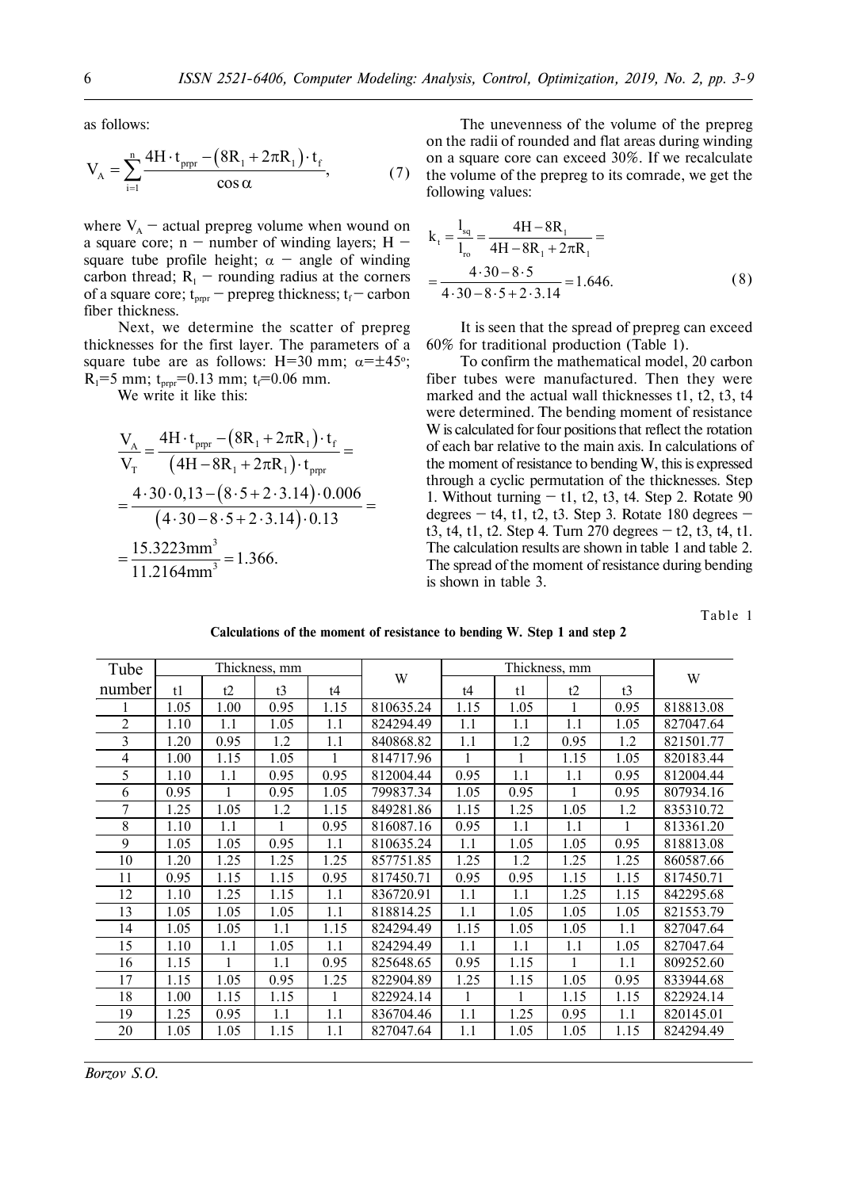as follows:

$$V_A = \sum_{i=1}^{n} \frac{4H \cdot t_{prpr} - (8R_1 + 2\pi R_1) \cdot t_f}{\cos \alpha}, \tag{7}$$

where $V_A$ – actual prepreg volume when wound on a square core; n – number of winding layers; H – square tube profile height; $\alpha$ – angle of winding carbon thread; $R_1$ – rounding radius at the corners of a square core; $t_{prpr}$ – prepreg thickness; $t_f$ – carbon fiber thickness.

Next, we determine the scatter of prepreg thicknesses for the first layer. The parameters of a square tube are as follows: H=30 mm; $\alpha = \pm 45°$; $R_1$=5 mm; $t_{prpr}$=0.13 mm; $t_f$=0.06 mm.

We write it like this:

$$\frac{V_A}{V_T} = \frac{4H \cdot t_{prpr} - (8R_1 + 2\pi R_1) \cdot t_f}{(4H - 8R_1 + 2\pi R_1) \cdot t_{prpr}} = \frac{4 \cdot 30 \cdot 0{,}13 - (8 \cdot 5 + 2 \cdot 3.14) \cdot 0.006}{(4 \cdot 30 - 8 \cdot 5 + 2 \cdot 3.14) \cdot 0.13} = \frac{15.3223\text{mm}^3}{11.2164\text{mm}^3} = 1.366.$$

The unevenness of the volume of the prepreg on the radii of rounded and flat areas during winding on a square core can exceed 30%. If we recalculate the volume of the prepreg to its comrade, we get the following values:

$$k_t = \frac{l_{sq}}{l_{ro}} = \frac{4H - 8R_1}{4H - 8R_1 + 2\pi R_1} = \frac{4 \cdot 30 - 8 \cdot 5}{4 \cdot 30 - 8 \cdot 5 + 2 \cdot 3.14} = 1.646. \tag{8}$$

It is seen that the spread of prepreg can exceed 60% for traditional production (Table 1).

To confirm the mathematical model, 20 carbon fiber tubes were manufactured. Then they were marked and the actual wall thicknesses t1, t2, t3, t4 were determined. The bending moment of resistance W is calculated for four positions that reflect the rotation of each bar relative to the main axis. In calculations of the moment of resistance to bending W, this is expressed through a cyclic permutation of the thicknesses. Step 1. Without turning – t1, t2, t3, t4. Step 2. Rotate 90 degrees – t4, t1, t2, t3. Step 3. Rotate 180 degrees – t3, t4, t1, t2. Step 4. Turn 270 degrees – t2, t3, t4, t1. The calculation results are shown in table 1 and table 2. The spread of the moment of resistance during bending is shown in table 3.

Table 1

**Calculations of the moment of resistance to bending W. Step 1 and step 2**

| Tube number | Thickness, mm | | | | W | Thickness, mm | | | | W |
|---|---|---|---|---|---|---|---|---|---|---|
| | t1 | t2 | t3 | t4 | | t4 | t1 | t2 | t3 | |
| 1 | 1.05 | 1.00 | 0.95 | 1.15 | 810635.24 | 1.15 | 1.05 | 1 | 0.95 | 818813.08 |
| 2 | 1.10 | 1.1 | 1.05 | 1.1 | 824294.49 | 1.1 | 1.1 | 1.1 | 1.05 | 827047.64 |
| 3 | 1.20 | 0.95 | 1.2 | 1.1 | 840868.82 | 1.1 | 1.2 | 0.95 | 1.2 | 821501.77 |
| 4 | 1.00 | 1.15 | 1.05 | 1 | 814717.96 | 1 | 1 | 1.15 | 1.05 | 820183.44 |
| 5 | 1.10 | 1.1 | 0.95 | 0.95 | 812004.44 | 0.95 | 1.1 | 1.1 | 0.95 | 812004.44 |
| 6 | 0.95 | 1 | 0.95 | 1.05 | 799837.34 | 1.05 | 0.95 | 1 | 0.95 | 807934.16 |
| 7 | 1.25 | 1.05 | 1.2 | 1.15 | 849281.86 | 1.15 | 1.25 | 1.05 | 1.2 | 835310.72 |
| 8 | 1.10 | 1.1 | 1 | 0.95 | 816087.16 | 0.95 | 1.1 | 1.1 | 1 | 813361.20 |
| 9 | 1.05 | 1.05 | 0.95 | 1.1 | 810635.24 | 1.1 | 1.05 | 1.05 | 0.95 | 818813.08 |
| 10 | 1.20 | 1.25 | 1.25 | 1.25 | 857751.85 | 1.25 | 1.2 | 1.25 | 1.25 | 860587.66 |
| 11 | 0.95 | 1.15 | 1.15 | 0.95 | 817450.71 | 0.95 | 0.95 | 1.15 | 1.15 | 817450.71 |
| 12 | 1.10 | 1.25 | 1.15 | 1.1 | 836720.91 | 1.1 | 1.1 | 1.25 | 1.15 | 842295.68 |
| 13 | 1.05 | 1.05 | 1.05 | 1.1 | 818814.25 | 1.1 | 1.05 | 1.05 | 1.05 | 821553.79 |
| 14 | 1.05 | 1.05 | 1.1 | 1.15 | 824294.49 | 1.15 | 1.05 | 1.05 | 1.1 | 827047.64 |
| 15 | 1.10 | 1.1 | 1.05 | 1.1 | 824294.49 | 1.1 | 1.1 | 1.1 | 1.05 | 827047.64 |
| 16 | 1.15 | 1 | 1.1 | 0.95 | 825648.65 | 0.95 | 1.15 | 1 | 1.1 | 809252.60 |
| 17 | 1.15 | 1.05 | 0.95 | 1.25 | 822904.89 | 1.25 | 1.15 | 1.05 | 0.95 | 833944.68 |
| 18 | 1.00 | 1.15 | 1.15 | 1 | 822924.14 | 1 | 1 | 1.15 | 1.15 | 822924.14 |
| 19 | 1.25 | 0.95 | 1.1 | 1.1 | 836704.46 | 1.1 | 1.25 | 0.95 | 1.1 | 820145.01 |
| 20 | 1.05 | 1.05 | 1.15 | 1.1 | 827047.64 | 1.1 | 1.05 | 1.05 | 1.15 | 824294.49 |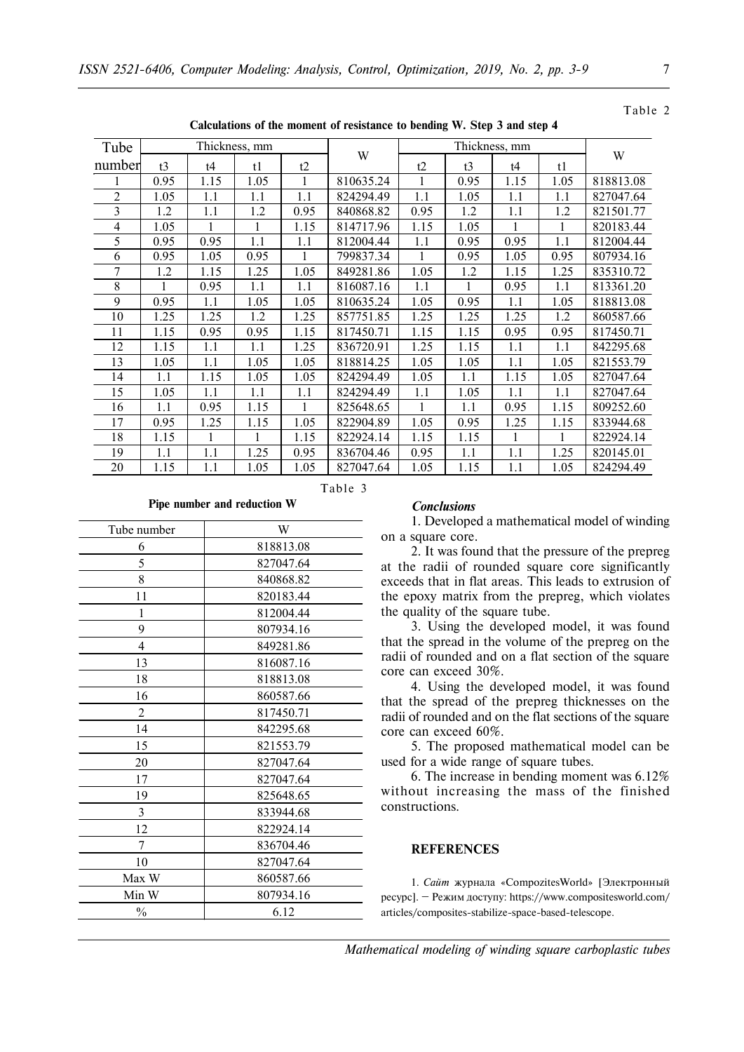Table 2

**Calculations of the moment of resistance to bending W. Step 3 and step 4**

| Tube number | Thickness, mm | | | | W | Thickness, mm | | | | W |
|---|---|---|---|---|---|---|---|---|---|---|
| | t3 | t4 | t1 | t2 | | t2 | t3 | t4 | t1 | |
| 1 | 0.95 | 1.15 | 1.05 | 1 | 810635.24 | 1 | 0.95 | 1.15 | 1.05 | 818813.08 |
| 2 | 1.05 | 1.1 | 1.1 | 1.1 | 824294.49 | 1.1 | 1.05 | 1.1 | 1.1 | 827047.64 |
| 3 | 1.2 | 1.1 | 1.2 | 0.95 | 840868.82 | 0.95 | 1.2 | 1.1 | 1.2 | 821501.77 |
| 4 | 1.05 | 1 | 1 | 1.15 | 814717.96 | 1.15 | 1.05 | 1 | 1 | 820183.44 |
| 5 | 0.95 | 0.95 | 1.1 | 1.1 | 812004.44 | 1.1 | 0.95 | 0.95 | 1.1 | 812004.44 |
| 6 | 0.95 | 1.05 | 0.95 | 1 | 799837.34 | 1 | 0.95 | 1.05 | 0.95 | 807934.16 |
| 7 | 1.2 | 1.15 | 1.25 | 1.05 | 849281.86 | 1.05 | 1.2 | 1.15 | 1.25 | 835310.72 |
| 8 | 1 | 0.95 | 1.1 | 1.1 | 816087.16 | 1.1 | 1 | 0.95 | 1.1 | 813361.20 |
| 9 | 0.95 | 1.1 | 1.05 | 1.05 | 810635.24 | 1.05 | 0.95 | 1.1 | 1.05 | 818813.08 |
| 10 | 1.25 | 1.25 | 1.2 | 1.25 | 857751.85 | 1.25 | 1.25 | 1.25 | 1.2 | 860587.66 |
| 11 | 1.15 | 0.95 | 0.95 | 1.15 | 817450.71 | 1.15 | 1.15 | 0.95 | 0.95 | 817450.71 |
| 12 | 1.15 | 1.1 | 1.1 | 1.25 | 836720.91 | 1.25 | 1.15 | 1.1 | 1.1 | 842295.68 |
| 13 | 1.05 | 1.1 | 1.05 | 1.05 | 818814.25 | 1.05 | 1.05 | 1.1 | 1.05 | 821553.79 |
| 14 | 1.1 | 1.15 | 1.05 | 1.05 | 824294.49 | 1.05 | 1.1 | 1.15 | 1.05 | 827047.64 |
| 15 | 1.05 | 1.1 | 1.1 | 1.1 | 824294.49 | 1.1 | 1.05 | 1.1 | 1.1 | 827047.64 |
| 16 | 1.1 | 0.95 | 1.15 | 1 | 825648.65 | 1 | 1.1 | 0.95 | 1.15 | 809252.60 |
| 17 | 0.95 | 1.25 | 1.15 | 1.05 | 822904.89 | 1.05 | 0.95 | 1.25 | 1.15 | 833944.68 |
| 18 | 1.15 | 1 | 1 | 1.15 | 822924.14 | 1.15 | 1.15 | 1 | 1 | 822924.14 |
| 19 | 1.1 | 1.1 | 1.25 | 0.95 | 836704.46 | 0.95 | 1.1 | 1.1 | 1.25 | 820145.01 |
| 20 | 1.15 | 1.1 | 1.05 | 1.05 | 827047.64 | 1.05 | 1.15 | 1.1 | 1.05 | 824294.49 |

Table 3

**Pipe number and reduction W**

| Tube number | W |
|---|---|
| 6 | 818813.08 |
| 5 | 827047.64 |
| 8 | 840868.82 |
| 11 | 820183.44 |
| 1 | 812004.44 |
| 9 | 807934.16 |
| 4 | 849281.86 |
| 13 | 816087.16 |
| 18 | 818813.08 |
| 16 | 860587.66 |
| 2 | 817450.71 |
| 14 | 842295.68 |
| 15 | 821553.79 |
| 20 | 827047.64 |
| 17 | 827047.64 |
| 19 | 825648.65 |
| 3 | 833944.68 |
| 12 | 822924.14 |
| 7 | 836704.46 |
| 10 | 827047.64 |
| Max W | 860587.66 |
| Min W | 807934.16 |
| % | 6.12 |

***Conclusions***

1. Developed a mathematical model of winding on a square core.

2. It was found that the pressure of the prepreg at the radii of rounded square core significantly exceeds that in flat areas. This leads to extrusion of the epoxy matrix from the prepreg, which violates the quality of the square tube.

3. Using the developed model, it was found that the spread in the volume of the prepreg on the radii of rounded and on a flat section of the square core can exceed 30%.

4. Using the developed model, it was found that the spread of the prepreg thicknesses on the radii of rounded and on the flat sections of the square core can exceed 60%.

5. The proposed mathematical model can be used for a wide range of square tubes.

6. The increase in bending moment was 6.12% without increasing the mass of the finished constructions.

**REFERENCES**

1. *Сайт* журнала «CompozitesWorld» [Электронный ресурс]. – Режим доступу: https://www.compositesworld.com/articles/composites-stabilize-space-based-telescope.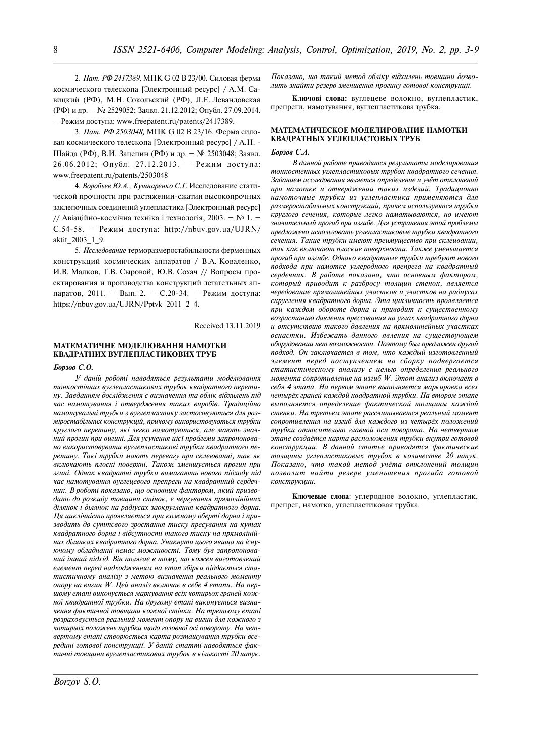2. *Пат. РФ 2417389,* МПК G 02 B 23/00. Силовая ферма космического телескопа [Электронный ресурс] / А.М. Савицкий (РФ), М.Н. Сокольский (РФ), Л.Е. Левандовская (РФ) и др. – № 2529052; Заявл. 21.12.2012; Опубл. 27.09.2014. – Режим доступа: www.freepatent.ru/patents/2417389.

3. *Пат. РФ 2503048,* МПК G 02 B 23/16. Ферма силовая космического телескопа [Электронный ресурс] / А.Н. - Шайда (РФ), В.И. Зацепин (РФ) и др. – № 2503048; Заявл. 26.06.2012; Опубл. 27.12.2013. – Режим доступа: www.freepatent.ru/patents/2503048

4. *Воробьев Ю.А., Кушнаренко С.Г.* Исследование статической прочности при растяжении-сжатии высокопрочных заклепочных соединений углепластика [Электронный ресурс] // Авіаційно-космічна техніка і технологія, 2003. – № 1. – С.54-58. – Режим доступа: http://nbuv.gov.ua/UJRN/aktit_2003_1_9.

5. *Исследование* терморазмеростабильности ферменных конструкций космических аппаратов / В.А. Коваленко, И.В. Малков, Г.В. Сыровой, Ю.В. Сохач // Вопросы проектирования и производства конструкций летательных аппаратов, 2011. – Вып. 2. – С.20-34. – Режим доступа: https://nbuv.gov.ua/UJRN/Pptvk_2011_2_4.

Received 13.11.2019

### МАТЕМАТИЧНЕ МОДЕЛЮВАННЯ НАМОТКИ КВАДРАТНИХ ВУГЛЕПЛАСТИКОВИХ ТРУБ

***Борзов С.О.***

*У даній роботі наводяться результати моделювання тонкостінних вуглепластикових трубок квадратного перетину. Завданням дослідження є визначення та облік відхилень під час намотування і отвердження таких виробів. Традиційно намотувальні трубки з вуглепластику застосовуються для розмірностабільних конструкцій, причому використовуються трубки круглого перетину, які легко намотуються, але мають значний прогин при вигині. Для усунення цієї проблеми запропоновано використовувати вуглепластикові трубки квадратного перетину. Такі трубки мають перевагу при склеюванні, так як включають плоскі поверхні. Також зменшується прогин при згині. Однак квадратні трубки вимагають нового підходу під час намотування вуглецевого препрегу на квадратний сердечник. В роботі показано, що основним фактором, який призводить до розкиду товщини стінок, є чергування прямолінійних ділянок і ділянок на радіусах заокруглення квадратного дорна. Ця циклічність проявляється при кожному оберті дорна і призводить до суттєвого зростання тиску пресування на кутах квадратного дорна і відсутності такого тиску на прямолінійних ділянках квадратного дорна. Уникнути цього явища на існуючому обладнанні немає можливості. Тому був запропонований інший підхід. Він полягає в тому, що кожен виготовлений елемент перед надходженням на етап збірки піддається статистичному аналізу з метою визначення реального моменту опору на вигин W. Цей аналіз включає в себе 4 етапи. На першому етапі виконується маркування всіх чотирьох граней кожної квадратної трубки. На другому етапі виконується визначення фактичної товщини кожної стінки. На третьому етапі розраховується реальний момент опору на вигин для кожного з чотирьох положень трубки щодо головної осі повороту. На четвертому етапі створюється карта розташування трубки всередині готової конструкції. У даній статті наводяться фактичні товщини вуглепластикових трубок в кількості 20 штук. Показано, що такий метод обліку відхилень товщини дозволить знайти резерв зменшення прогину готової конструкції.*

**Ключові слова:** вуглецеве волокно, вуглепластик, препреги, намотування, вуглепластикова трубка.

### МАТЕМАТИЧЕСКОЕ МОДЕЛИРОВАНИЕ НАМОТКИ КВАДРАТНЫХ УГЛЕПЛАСТОВЫХ ТРУБ

***Борзов С.А.***

*В данной работе приводятся результаты моделирования тонкостенных углепластиковых трубок квадратного сечения. Заданием исследования является определение и учёт отклонений при намотке и отверждении таких изделий. Традиционно намоточные трубки из углепластика применяются для размеростабильных конструкций, причем используются трубки круглого сечения, которые легко наматываются, но имеют значительный прогиб при изгибе. Для устранения этой проблемы предложено использовать углепластиковые трубки квадратного сечения. Такие трубки имеют преимущество при склеивании, так как включают плоские поверхности. Также уменьшается прогиб при изгибе. Однако квадратные трубки требуют нового подхода при намотке углеродного препрега на квадратный сердечник. В работе показано, что основным фактором, который приводит к разбросу толщин стенок, является чередование прямолинейных участков и участков на радиусах скругления квадратного дорна. Эта цикличность проявляется при каждом обороте дорна и приводит к существенному возрастанию давления прессования на углах квадратного дорна и отсутствию такого давления на прямолинейных участках оснастки. Избежать данного явления на существующем оборудовании нет возможности. Поэтому был предложен другой подход. Он заключается в том, что каждый изготовленный элемент перед поступлением на сборку подвергается статистическому анализу с целью определения реального момента сопротивления на изгиб W. Этот анализ включает в себя 4 этапа. На первом этапе выполняется маркировка всех четырёх граней каждой квадратной трубки. На втором этапе выполняется определение фактической толщины каждой стенки. На третьем этапе рассчитывается реальный момент сопротивления на изгиб для каждого из четырёх положений трубки относительно главной оси поворота. На четвертом этапе создаётся карта расположения трубки внутри готовой конструкции. В данной статье приводятся фактические толщины углепластиковых трубок в количестве 20 штук. Показано, что такой метод учёта отклонений толщин позволит найти резерв уменьшения прогиба готовой конструкции.*

**Ключевые слова**: углеродное волокно, углепластик, препрег, намотка, углепластиковая трубка.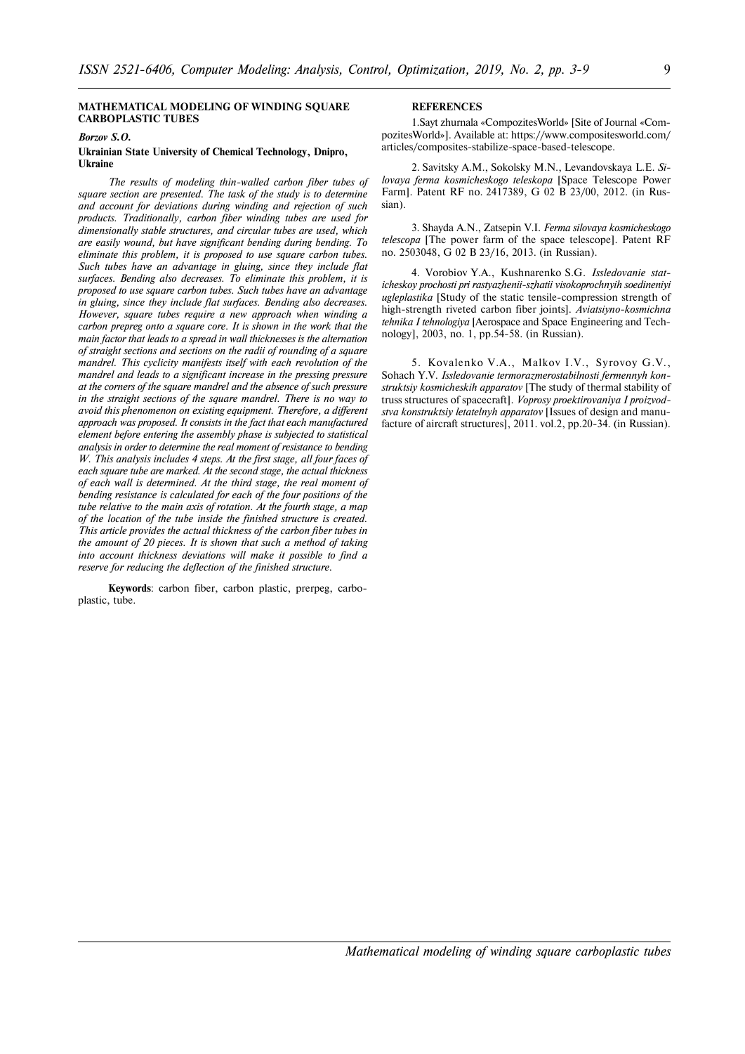## MATHEMATICAL MODELING OF WINDING SQUARE CARBOPLASTIC TUBES

***Borzov S.O.***

**Ukrainian State University of Chemical Technology, Dnipro, Ukraine**

*The results of modeling thin-walled carbon fiber tubes of square section are presented. The task of the study is to determine and account for deviations during winding and rejection of such products. Traditionally, carbon fiber winding tubes are used for dimensionally stable structures, and circular tubes are used, which are easily wound, but have significant bending during bending. To eliminate this problem, it is proposed to use square carbon tubes. Such tubes have an advantage in gluing, since they include flat surfaces. Bending also decreases. To eliminate this problem, it is proposed to use square carbon tubes. Such tubes have an advantage in gluing, since they include flat surfaces. Bending also decreases. However, square tubes require a new approach when winding a carbon prepreg onto a square core. It is shown in the work that the main factor that leads to a spread in wall thicknesses is the alternation of straight sections and sections on the radii of rounding of a square mandrel. This cyclicity manifests itself with each revolution of the mandrel and leads to a significant increase in the pressing pressure at the corners of the square mandrel and the absence of such pressure in the straight sections of the square mandrel. There is no way to avoid this phenomenon on existing equipment. Therefore, a different approach was proposed. It consists in the fact that each manufactured element before entering the assembly phase is subjected to statistical analysis in order to determine the real moment of resistance to bending W. This analysis includes 4 steps. At the first stage, all four faces of each square tube are marked. At the second stage, the actual thickness of each wall is determined. At the third stage, the real moment of bending resistance is calculated for each of the four positions of the tube relative to the main axis of rotation. At the fourth stage, a map of the location of the tube inside the finished structure is created. This article provides the actual thickness of the carbon fiber tubes in the amount of 20 pieces. It is shown that such a method of taking into account thickness deviations will make it possible to find a reserve for reducing the deflection of the finished structure.*

**Keywords**: carbon fiber, carbon plastic, prerpeg, carboplastic, tube.

## REFERENCES

1.Sayt zhurnala «CompozitesWorld» [Site of Journal «CompozitesWorld»]. Available at: https://www.compositesworld.com/articles/composites-stabilize-space-based-telescope.

2. Savitsky A.M., Sokolsky M.N., Levandovskaya L.E. *Silovaya ferma kosmicheskogo teleskopa* [Space Telescope Power Farm]. Patent RF no. 2417389, G 02 B 23/00, 2012. (in Russian).

3. Shayda A.N., Zatsepin V.I. *Ferma silovaya kosmicheskogo telescopa* [The power farm of the space telescope]. Patent RF no. 2503048, G 02 B 23/16, 2013. (in Russian).

4. Vorobiov Y.A., Kushnarenko S.G. *Issledovanie staticheskoy prochosti pri rastyazhenii-szhatii visokoprochnyih soedineniyi ugleplastika* [Study of the static tensile-compression strength of high-strength riveted carbon fiber joints]. *Aviatsiyno-kosmichna tehnika I tehnologiya* [Aerospace and Space Engineering and Technology], 2003, no. 1, pp.54-58. (in Russian).

5. Kovalenko V.A., Malkov I.V., Syrovoy G.V., Sohach Y.V. *Issledovanie termorazmerostabilnosti fermennyh konstruktsiy kosmicheskih apparatov* [The study of thermal stability of truss structures of spacecraft]. *Voprosy proektirovaniya I proizvodstva konstruktsiy letatelnyh apparatov* [Issues of design and manufacture of aircraft structures], 2011. vol.2, pp.20-34. (in Russian).